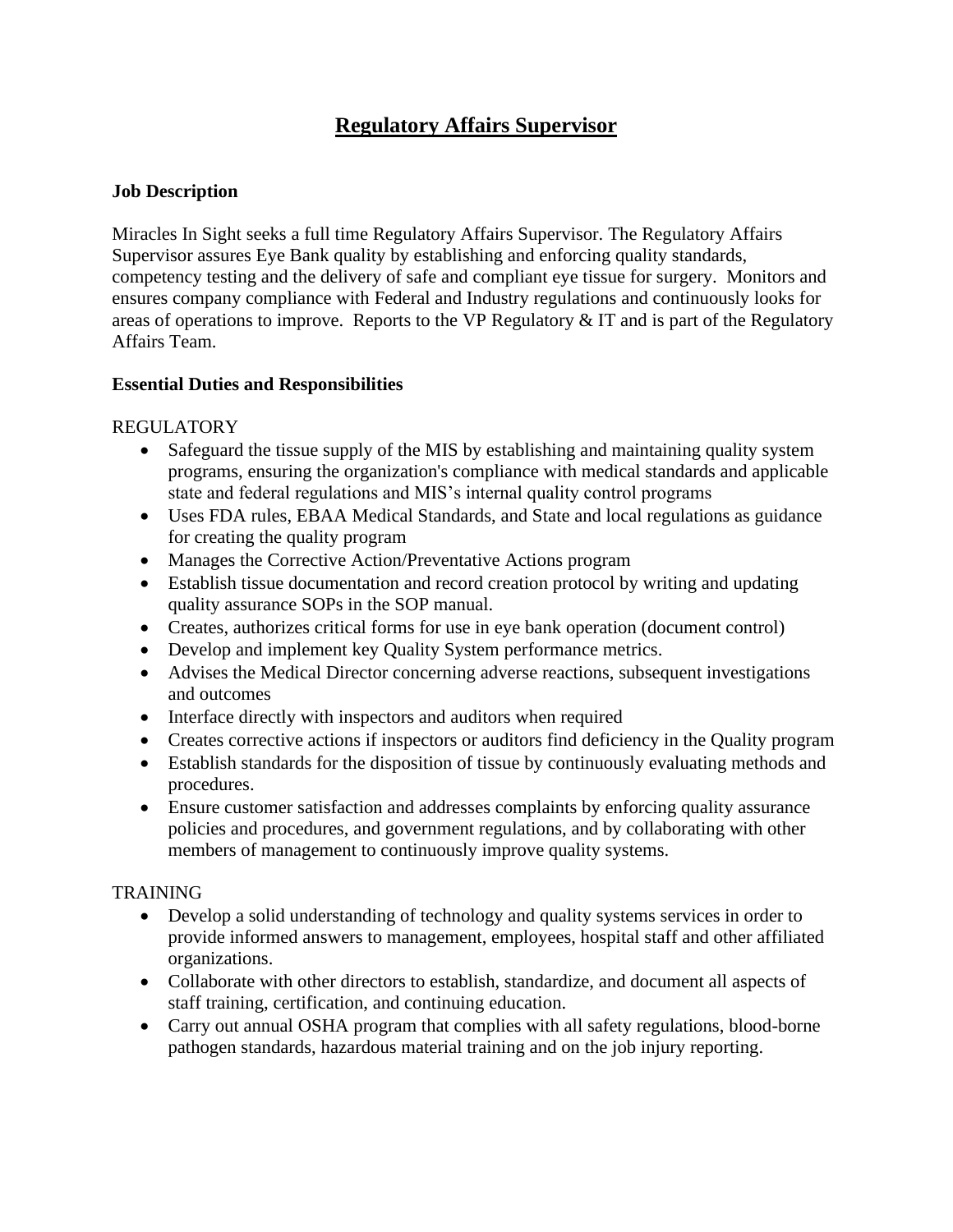# Regulatory Affairs Supervisor

**Job Description**

Miracles In Sight seeks a full time Regulatory Affairs Supervisor. The Regulatory Affairs Supervisor assures Eye Bank quality by establishing and enforcing quality standards, competency testing and the delivery of safe and compliant eye tissue for surgery. Monitors and ensures company compliance with Federal and Industry regulations and continuously looks for areas of operations to improve. Reports to the VP Regulatory & IT and is part of the Regulatory Affairs Team.

**Essential Duties and Responsibilities**

REGULATORY

- Safeguard the tissue supply of the MIS by establishing and maintaining quality system programs, ensuring the organization's compliance with medical standards and applicable state and federal regulations and MIS's internal quality control programs
- Uses FDA rules, EBAA Medical Standards, and State and local regulations as guidance for creating the quality program
- Manages the Corrective Action/Preventative Actions program
- Establish tissue documentation and record creation protocol by writing and updating quality assurance SOPs in the SOP manual.
- Creates, authorizes critical forms for use in eye bank operation (document control)
- Develop and implement key Quality System performance metrics.
- Advises the Medical Director concerning adverse reactions, subsequent investigations and outcomes
- Interface directly with inspectors and auditors when required
- Creates corrective actions if inspectors or auditors find deficiency in the Quality program
- Establish standards for the disposition of tissue by continuously evaluating methods and procedures.
- Ensure customer satisfaction and addresses complaints by enforcing quality assurance policies and procedures, and government regulations, and by collaborating with other members of management to continuously improve quality systems.

TRAINING

- Develop a solid understanding of technology and quality systems services in order to provide informed answers to management, employees, hospital staff and other affiliated organizations.
- Collaborate with other directors to establish, standardize, and document all aspects of staff training, certification, and continuing education.
- Carry out annual OSHA program that complies with all safety regulations, blood-borne pathogen standards, hazardous material training and on the job injury reporting.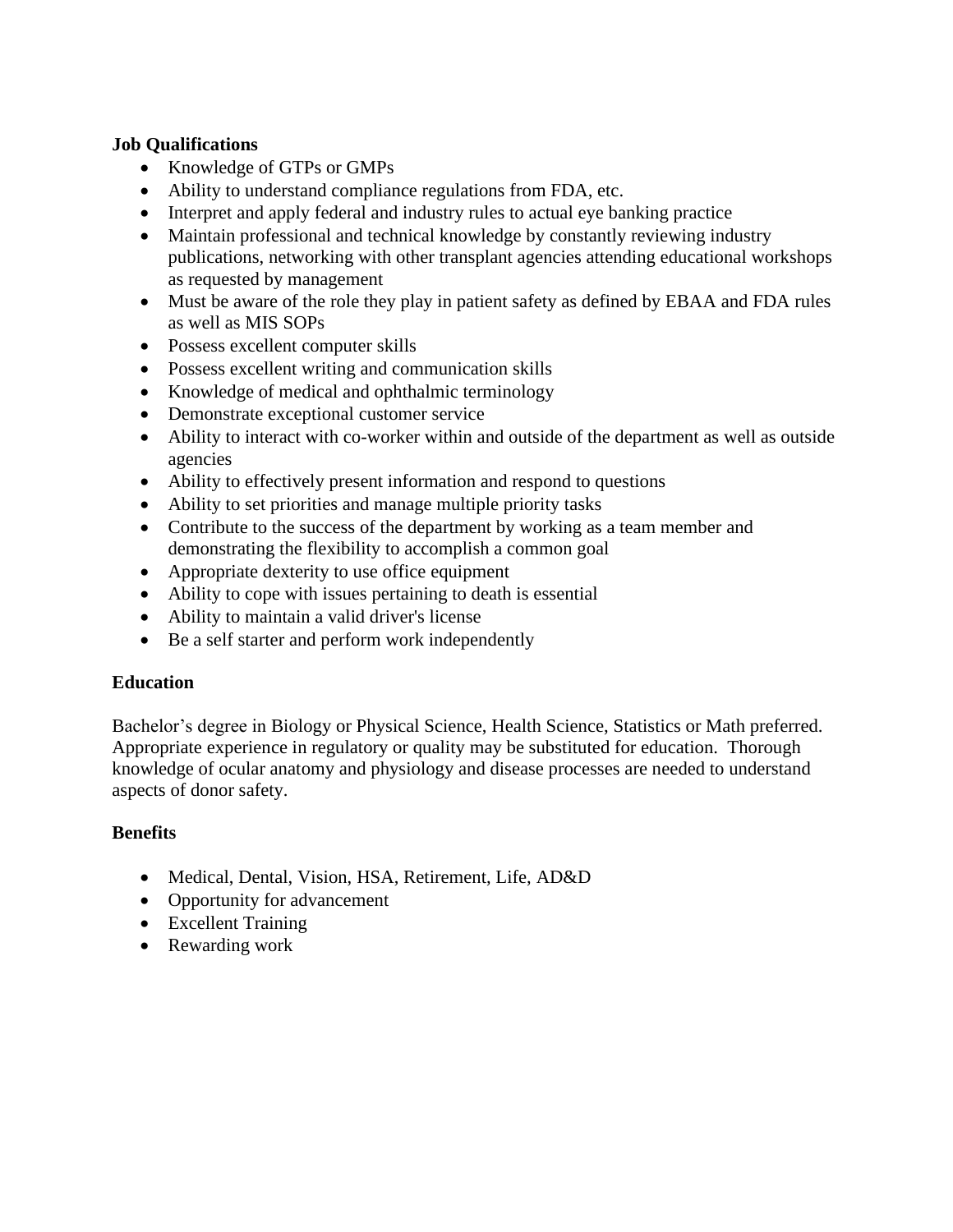**Job Qualifications**

- Knowledge of GTPs or GMPs
- Ability to understand compliance regulations from FDA, etc.
- Interpret and apply federal and industry rules to actual eye banking practice
- Maintain professional and technical knowledge by constantly reviewing industry publications, networking with other transplant agencies attending educational workshops as requested by management
- Must be aware of the role they play in patient safety as defined by EBAA and FDA rules as well as MIS SOPs
- Possess excellent computer skills
- Possess excellent writing and communication skills
- Knowledge of medical and ophthalmic terminology
- Demonstrate exceptional customer service
- Ability to interact with co-worker within and outside of the department as well as outside agencies
- Ability to effectively present information and respond to questions
- Ability to set priorities and manage multiple priority tasks
- Contribute to the success of the department by working as a team member and demonstrating the flexibility to accomplish a common goal
- Appropriate dexterity to use office equipment
- Ability to cope with issues pertaining to death is essential
- Ability to maintain a valid driver's license
- Be a self starter and perform work independently

**Education**

Bachelor's degree in Biology or Physical Science, Health Science, Statistics or Math preferred. Appropriate experience in regulatory or quality may be substituted for education. Thorough knowledge of ocular anatomy and physiology and disease processes are needed to understand aspects of donor safety.

**Benefits**

- Medical, Dental, Vision, HSA, Retirement, Life, AD&D
- Opportunity for advancement
- Excellent Training
- Rewarding work